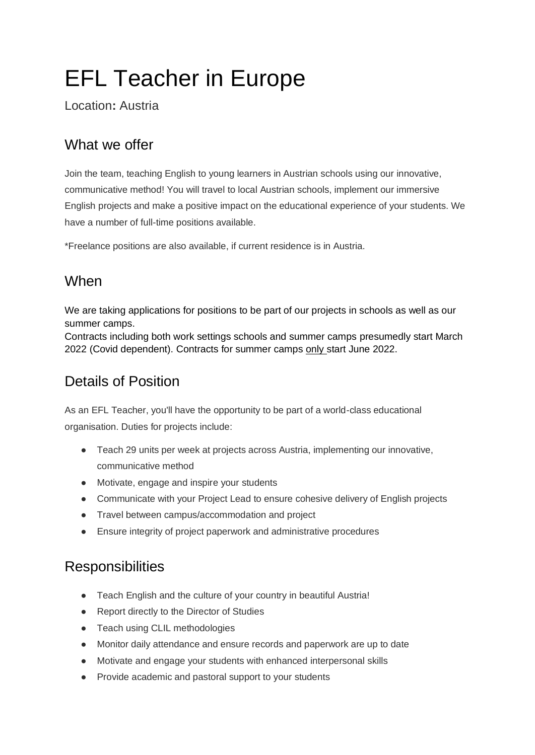# EFL Teacher in Europe

Location**:** Austria

## What we offer

Join the team, teaching English to young learners in Austrian schools using our innovative, communicative method! You will travel to local Austrian schools, implement our immersive English projects and make a positive impact on the educational experience of your students. We have a number of full-time positions available.

*Freelance positions are also available, if current residence is in Austria.

## When

We are taking applications for positions to be part of our projects in schools as well as our summer camps.
Contracts including both work settings schools and summer camps presumedly start March 2022 (Covid dependent). Contracts for summer camps only start June 2022.

## Details of Position

As an EFL Teacher, you'll have the opportunity to be part of a world-class educational organisation. Duties for projects include:

- Teach 29 units per week at projects across Austria, implementing our innovative, communicative method
- Motivate, engage and inspire your students
- Communicate with your Project Lead to ensure cohesive delivery of English projects
- Travel between campus/accommodation and project
- Ensure integrity of project paperwork and administrative procedures

## Responsibilities

- Teach English and the culture of your country in beautiful Austria!
- Report directly to the Director of Studies
- Teach using CLIL methodologies
- Monitor daily attendance and ensure records and paperwork are up to date
- Motivate and engage your students with enhanced interpersonal skills
- Provide academic and pastoral support to your students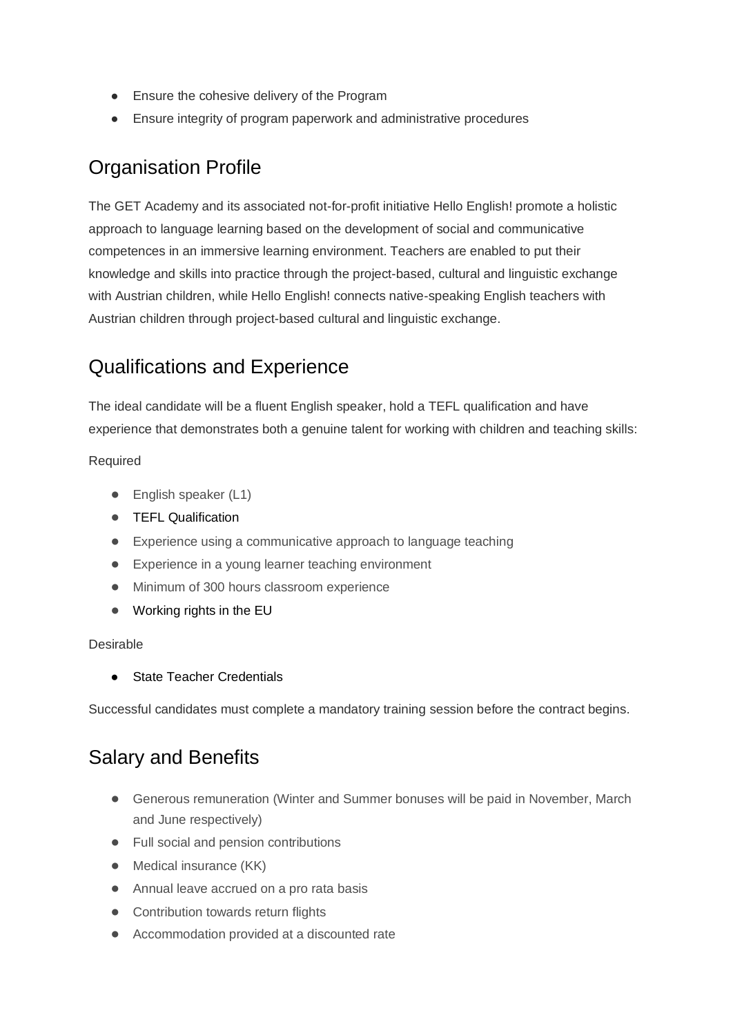- Ensure the cohesive delivery of the Program
- Ensure integrity of program paperwork and administrative procedures

## Organisation Profile

The GET Academy and its associated not-for-profit initiative Hello English! promote a holistic approach to language learning based on the development of social and communicative competences in an immersive learning environment. Teachers are enabled to put their knowledge and skills into practice through the project-based, cultural and linguistic exchange with Austrian children, while Hello English! connects native-speaking English teachers with Austrian children through project-based cultural and linguistic exchange.

## Qualifications and Experience

The ideal candidate will be a fluent English speaker, hold a TEFL qualification and have experience that demonstrates both a genuine talent for working with children and teaching skills:

Required

- English speaker (L1)
- TEFL Qualification
- Experience using a communicative approach to language teaching
- Experience in a young learner teaching environment
- Minimum of 300 hours classroom experience
- Working rights in the EU

Desirable

- State Teacher Credentials

Successful candidates must complete a mandatory training session before the contract begins.

## Salary and Benefits

- Generous remuneration (Winter and Summer bonuses will be paid in November, March and June respectively)
- Full social and pension contributions
- Medical insurance (KK)
- Annual leave accrued on a pro rata basis
- Contribution towards return flights
- Accommodation provided at a discounted rate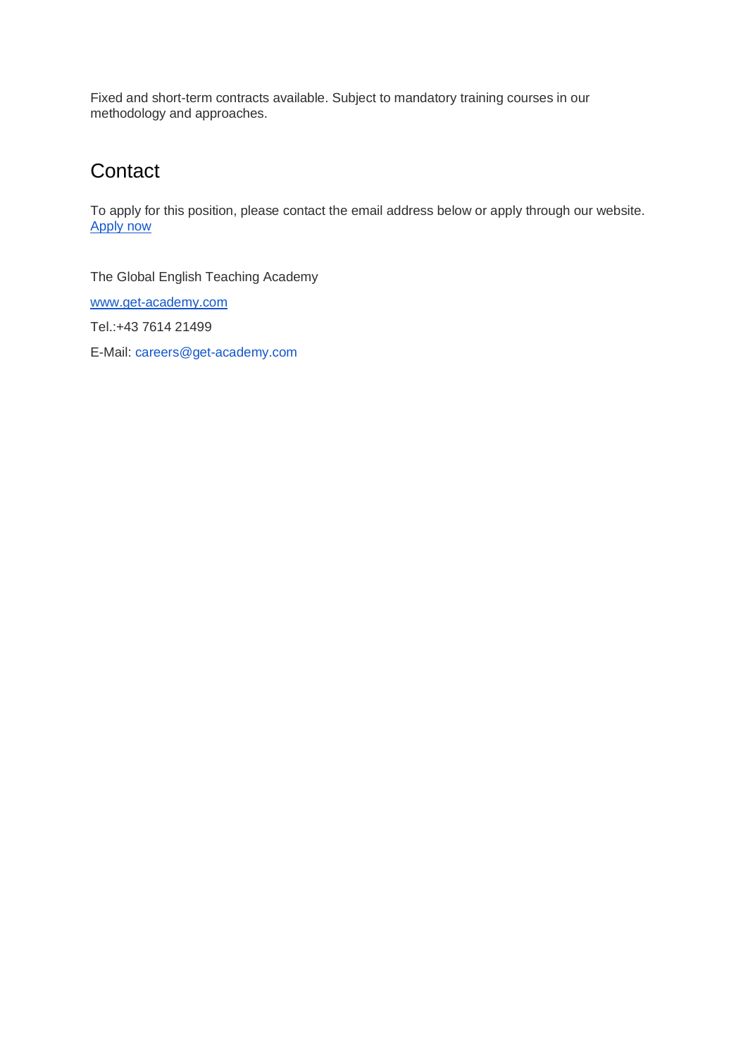Fixed and short-term contracts available. Subject to mandatory training courses in our methodology and approaches.

## Contact

To apply for this position, please contact the email address below or apply through our website.
[Apply now]

The Global English Teaching Academy

www.get-academy.com

Tel.:+43 7614 21499

E-Mail: careers@get-academy.com